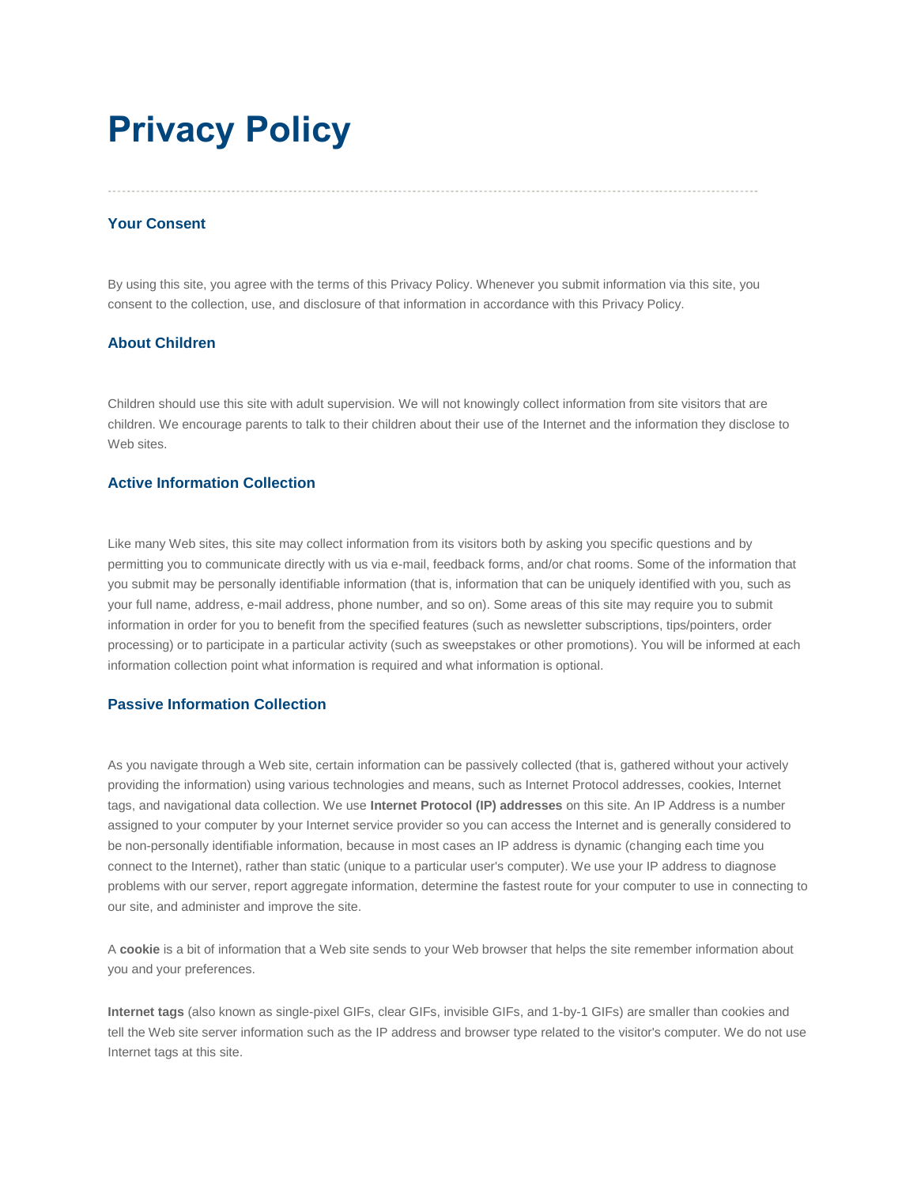# Privacy Policy

---

### Your Consent

By using this site, you agree with the terms of this Privacy Policy. Whenever you submit information via this site, you consent to the collection, use, and disclosure of that information in accordance with this Privacy Policy.

### About Children

Children should use this site with adult supervision. We will not knowingly collect information from site visitors that are children. We encourage parents to talk to their children about their use of the Internet and the information they disclose to Web sites.

### Active Information Collection

Like many Web sites, this site may collect information from its visitors both by asking you specific questions and by permitting you to communicate directly with us via e-mail, feedback forms, and/or chat rooms. Some of the information that you submit may be personally identifiable information (that is, information that can be uniquely identified with you, such as your full name, address, e-mail address, phone number, and so on). Some areas of this site may require you to submit information in order for you to benefit from the specified features (such as newsletter subscriptions, tips/pointers, order processing) or to participate in a particular activity (such as sweepstakes or other promotions). You will be informed at each information collection point what information is required and what information is optional.

### Passive Information Collection

As you navigate through a Web site, certain information can be passively collected (that is, gathered without your actively providing the information) using various technologies and means, such as Internet Protocol addresses, cookies, Internet tags, and navigational data collection. We use **Internet Protocol (IP) addresses** on this site. An IP Address is a number assigned to your computer by your Internet service provider so you can access the Internet and is generally considered to be non-personally identifiable information, because in most cases an IP address is dynamic (changing each time you connect to the Internet), rather than static (unique to a particular user's computer). We use your IP address to diagnose problems with our server, report aggregate information, determine the fastest route for your computer to use in connecting to our site, and administer and improve the site.

A **cookie** is a bit of information that a Web site sends to your Web browser that helps the site remember information about you and your preferences.

**Internet tags** (also known as single-pixel GIFs, clear GIFs, invisible GIFs, and 1-by-1 GIFs) are smaller than cookies and tell the Web site server information such as the IP address and browser type related to the visitor's computer. We do not use Internet tags at this site.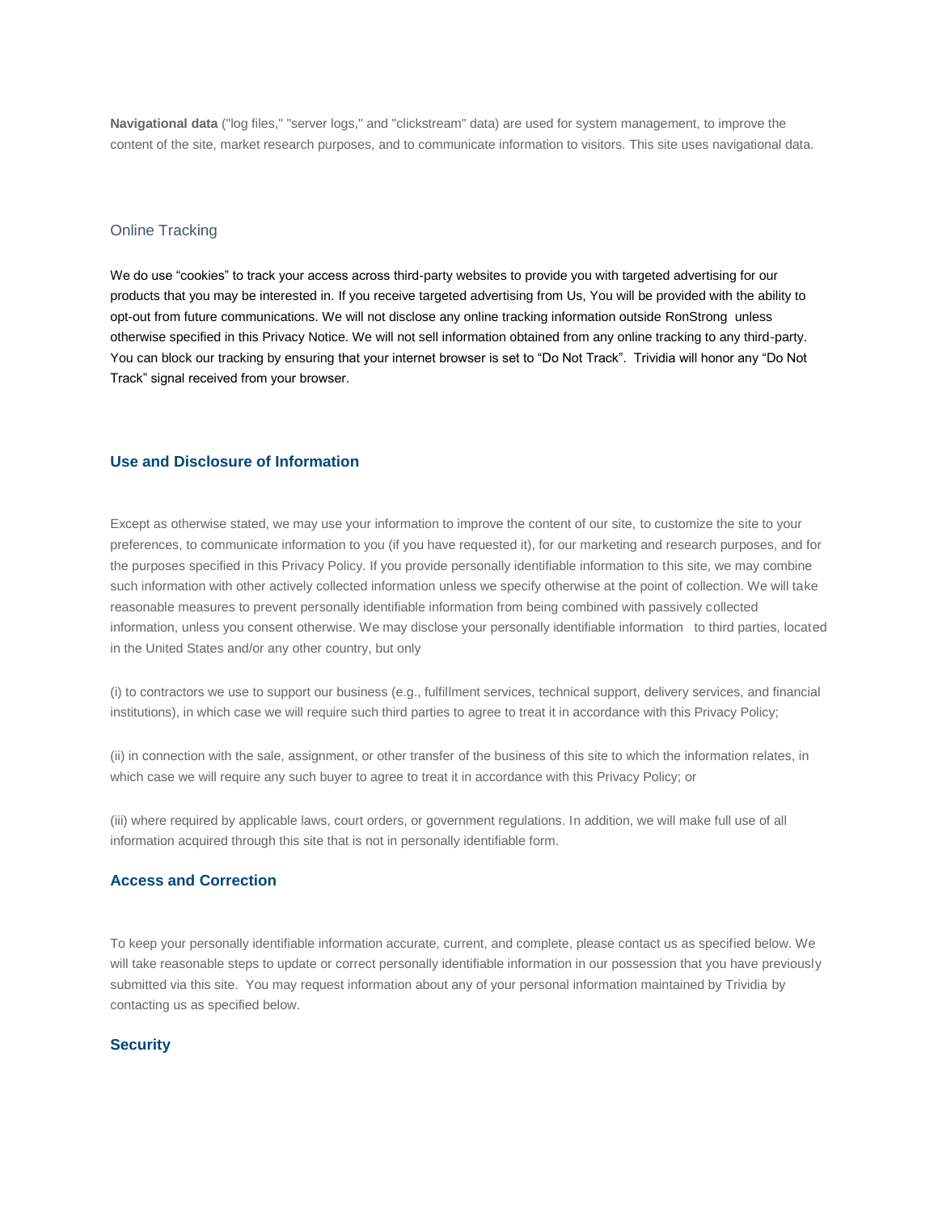**Navigational data** ("log files," "server logs," and "clickstream" data) are used for system management, to improve the content of the site, market research purposes, and to communicate information to visitors. This site uses navigational data.

### Online Tracking

We do use "cookies" to track your access across third-party websites to provide you with targeted advertising for our products that you may be interested in. If you receive targeted advertising from Us, You will be provided with the ability to opt-out from future communications. We will not disclose any online tracking information outside RonStrong unless otherwise specified in this Privacy Notice. We will not sell information obtained from any online tracking to any third-party. You can block our tracking by ensuring that your internet browser is set to "Do Not Track". Trividia will honor any "Do Not Track" signal received from your browser.

## Use and Disclosure of Information

Except as otherwise stated, we may use your information to improve the content of our site, to customize the site to your preferences, to communicate information to you (if you have requested it), for our marketing and research purposes, and for the purposes specified in this Privacy Policy. If you provide personally identifiable information to this site, we may combine such information with other actively collected information unless we specify otherwise at the point of collection. We will take reasonable measures to prevent personally identifiable information from being combined with passively collected information, unless you consent otherwise. We may disclose your personally identifiable information to third parties, located in the United States and/or any other country, but only

(i) to contractors we use to support our business (e.g., fulfillment services, technical support, delivery services, and financial institutions), in which case we will require such third parties to agree to treat it in accordance with this Privacy Policy;

(ii) in connection with the sale, assignment, or other transfer of the business of this site to which the information relates, in which case we will require any such buyer to agree to treat it in accordance with this Privacy Policy; or

(iii) where required by applicable laws, court orders, or government regulations. In addition, we will make full use of all information acquired through this site that is not in personally identifiable form.

## Access and Correction

To keep your personally identifiable information accurate, current, and complete, please contact us as specified below. We will take reasonable steps to update or correct personally identifiable information in our possession that you have previously submitted via this site. You may request information about any of your personal information maintained by Trividia by contacting us as specified below.

## Security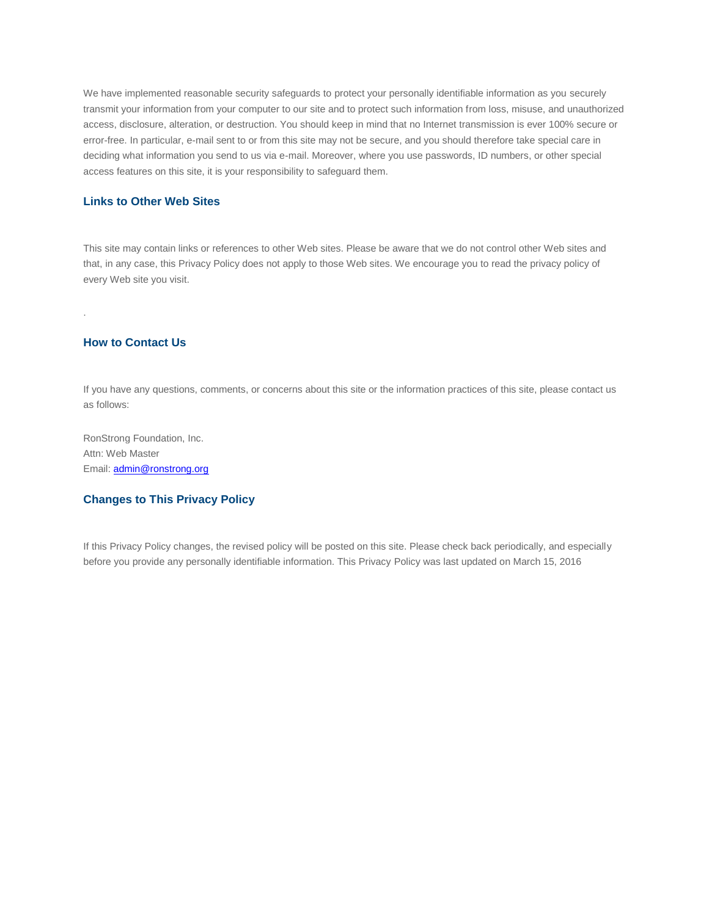We have implemented reasonable security safeguards to protect your personally identifiable information as you securely transmit your information from your computer to our site and to protect such information from loss, misuse, and unauthorized access, disclosure, alteration, or destruction. You should keep in mind that no Internet transmission is ever 100% secure or error-free. In particular, e-mail sent to or from this site may not be secure, and you should therefore take special care in deciding what information you send to us via e-mail. Moreover, where you use passwords, ID numbers, or other special access features on this site, it is your responsibility to safeguard them.

### Links to Other Web Sites

This site may contain links or references to other Web sites. Please be aware that we do not control other Web sites and that, in any case, this Privacy Policy does not apply to those Web sites. We encourage you to read the privacy policy of every Web site you visit.

.

### How to Contact Us

If you have any questions, comments, or concerns about this site or the information practices of this site, please contact us as follows:

RonStrong Foundation, Inc.
Attn: Web Master
Email: admin@ronstrong.org

### Changes to This Privacy Policy

If this Privacy Policy changes, the revised policy will be posted on this site. Please check back periodically, and especially before you provide any personally identifiable information. This Privacy Policy was last updated on March 15, 2016